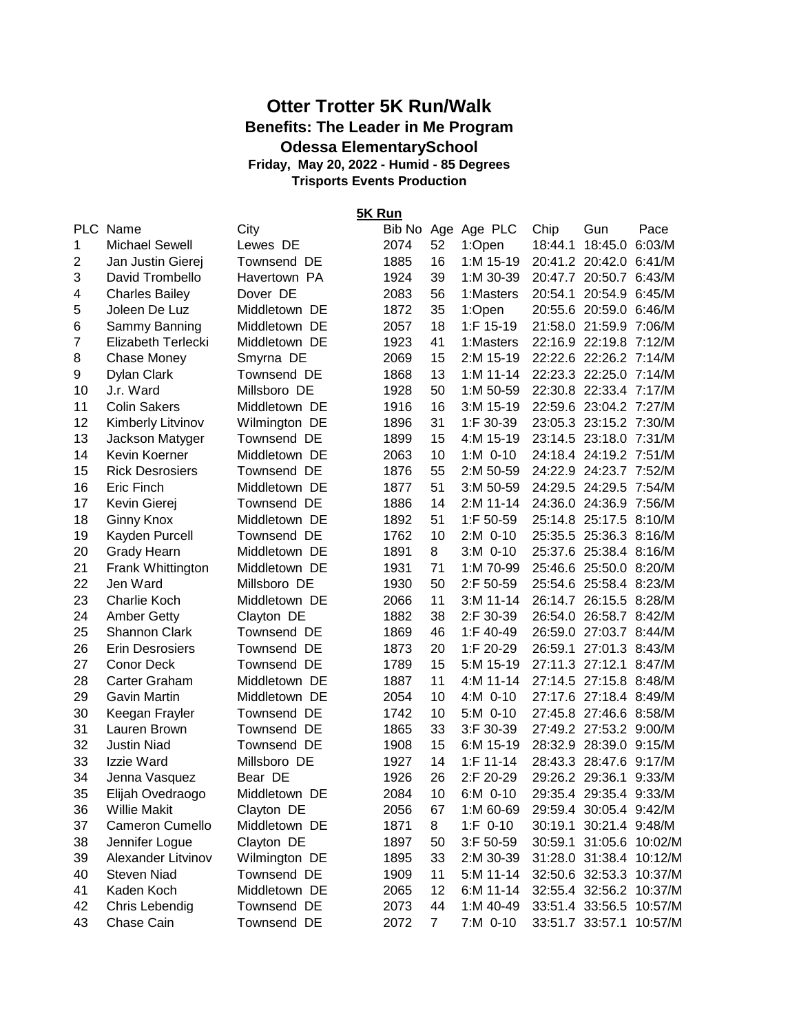# Otter Trotter 5K Run/Walk

## Benefits: The Leader in Me Program

## Odessa ElementarySchool

**Friday, May 20, 2022 - Humid - 85 Degrees**

**Trisports Events Production**

**5K Run**

| PLC | Name | City | Bib No | Age | Age PLC | Chip | Gun | Pace |
|---|---|---|---|---|---|---|---|---|
| 1 | Michael Sewell | Lewes DE | 2074 | 52 | 1:Open | 18:44.1 | 18:45.0 | 6:03/M |
| 2 | Jan Justin Gierej | Townsend DE | 1885 | 16 | 1:M 15-19 | 20:41.2 | 20:42.0 | 6:41/M |
| 3 | David Trombello | Havertown PA | 1924 | 39 | 1:M 30-39 | 20:47.7 | 20:50.7 | 6:43/M |
| 4 | Charles Bailey | Dover DE | 2083 | 56 | 1:Masters | 20:54.1 | 20:54.9 | 6:45/M |
| 5 | Joleen De Luz | Middletown DE | 1872 | 35 | 1:Open | 20:55.6 | 20:59.0 | 6:46/M |
| 6 | Sammy Banning | Middletown DE | 2057 | 18 | 1:F 15-19 | 21:58.0 | 21:59.9 | 7:06/M |
| 7 | Elizabeth Terlecki | Middletown DE | 1923 | 41 | 1:Masters | 22:16.9 | 22:19.8 | 7:12/M |
| 8 | Chase Money | Smyrna DE | 2069 | 15 | 2:M 15-19 | 22:22.6 | 22:26.2 | 7:14/M |
| 9 | Dylan Clark | Townsend DE | 1868 | 13 | 1:M 11-14 | 22:23.3 | 22:25.0 | 7:14/M |
| 10 | J.r. Ward | Millsboro DE | 1928 | 50 | 1:M 50-59 | 22:30.8 | 22:33.4 | 7:17/M |
| 11 | Colin Sakers | Middletown DE | 1916 | 16 | 3:M 15-19 | 22:59.6 | 23:04.2 | 7:27/M |
| 12 | Kimberly Litvinov | Wilmington DE | 1896 | 31 | 1:F 30-39 | 23:05.3 | 23:15.2 | 7:30/M |
| 13 | Jackson Matyger | Townsend DE | 1899 | 15 | 4:M 15-19 | 23:14.5 | 23:18.0 | 7:31/M |
| 14 | Kevin Koerner | Middletown DE | 2063 | 10 | 1:M 0-10 | 24:18.4 | 24:19.2 | 7:51/M |
| 15 | Rick Desrosiers | Townsend DE | 1876 | 55 | 2:M 50-59 | 24:22.9 | 24:23.7 | 7:52/M |
| 16 | Eric Finch | Middletown DE | 1877 | 51 | 3:M 50-59 | 24:29.5 | 24:29.5 | 7:54/M |
| 17 | Kevin Gierej | Townsend DE | 1886 | 14 | 2:M 11-14 | 24:36.0 | 24:36.9 | 7:56/M |
| 18 | Ginny Knox | Middletown DE | 1892 | 51 | 1:F 50-59 | 25:14.8 | 25:17.5 | 8:10/M |
| 19 | Kayden Purcell | Townsend DE | 1762 | 10 | 2:M 0-10 | 25:35.5 | 25:36.3 | 8:16/M |
| 20 | Grady Hearn | Middletown DE | 1891 | 8 | 3:M 0-10 | 25:37.6 | 25:38.4 | 8:16/M |
| 21 | Frank Whittington | Middletown DE | 1931 | 71 | 1:M 70-99 | 25:46.6 | 25:50.0 | 8:20/M |
| 22 | Jen Ward | Millsboro DE | 1930 | 50 | 2:F 50-59 | 25:54.6 | 25:58.4 | 8:23/M |
| 23 | Charlie Koch | Middletown DE | 2066 | 11 | 3:M 11-14 | 26:14.7 | 26:15.5 | 8:28/M |
| 24 | Amber Getty | Clayton DE | 1882 | 38 | 2:F 30-39 | 26:54.0 | 26:58.7 | 8:42/M |
| 25 | Shannon Clark | Townsend DE | 1869 | 46 | 1:F 40-49 | 26:59.0 | 27:03.7 | 8:44/M |
| 26 | Erin Desrosiers | Townsend DE | 1873 | 20 | 1:F 20-29 | 26:59.1 | 27:01.3 | 8:43/M |
| 27 | Conor Deck | Townsend DE | 1789 | 15 | 5:M 15-19 | 27:11.3 | 27:12.1 | 8:47/M |
| 28 | Carter Graham | Middletown DE | 1887 | 11 | 4:M 11-14 | 27:14.5 | 27:15.8 | 8:48/M |
| 29 | Gavin Martin | Middletown DE | 2054 | 10 | 4:M 0-10 | 27:17.6 | 27:18.4 | 8:49/M |
| 30 | Keegan Frayler | Townsend DE | 1742 | 10 | 5:M 0-10 | 27:45.8 | 27:46.6 | 8:58/M |
| 31 | Lauren Brown | Townsend DE | 1865 | 33 | 3:F 30-39 | 27:49.2 | 27:53.2 | 9:00/M |
| 32 | Justin Niad | Townsend DE | 1908 | 15 | 6:M 15-19 | 28:32.9 | 28:39.0 | 9:15/M |
| 33 | Izzie Ward | Millsboro DE | 1927 | 14 | 1:F 11-14 | 28:43.3 | 28:47.6 | 9:17/M |
| 34 | Jenna Vasquez | Bear DE | 1926 | 26 | 2:F 20-29 | 29:26.2 | 29:36.1 | 9:33/M |
| 35 | Elijah Ovedraogo | Middletown DE | 2084 | 10 | 6:M 0-10 | 29:35.4 | 29:35.4 | 9:33/M |
| 36 | Willie Makit | Clayton DE | 2056 | 67 | 1:M 60-69 | 29:59.4 | 30:05.4 | 9:42/M |
| 37 | Cameron Cumello | Middletown DE | 1871 | 8 | 1:F 0-10 | 30:19.1 | 30:21.4 | 9:48/M |
| 38 | Jennifer Logue | Clayton DE | 1897 | 50 | 3:F 50-59 | 30:59.1 | 31:05.6 | 10:02/M |
| 39 | Alexander Litvinov | Wilmington DE | 1895 | 33 | 2:M 30-39 | 31:28.0 | 31:38.4 | 10:12/M |
| 40 | Steven Niad | Townsend DE | 1909 | 11 | 5:M 11-14 | 32:50.6 | 32:53.3 | 10:37/M |
| 41 | Kaden Koch | Middletown DE | 2065 | 12 | 6:M 11-14 | 32:55.4 | 32:56.2 | 10:37/M |
| 42 | Chris Lebendig | Townsend DE | 2073 | 44 | 1:M 40-49 | 33:51.4 | 33:56.5 | 10:57/M |
| 43 | Chase Cain | Townsend DE | 2072 | 7 | 7:M 0-10 | 33:51.7 | 33:57.1 | 10:57/M |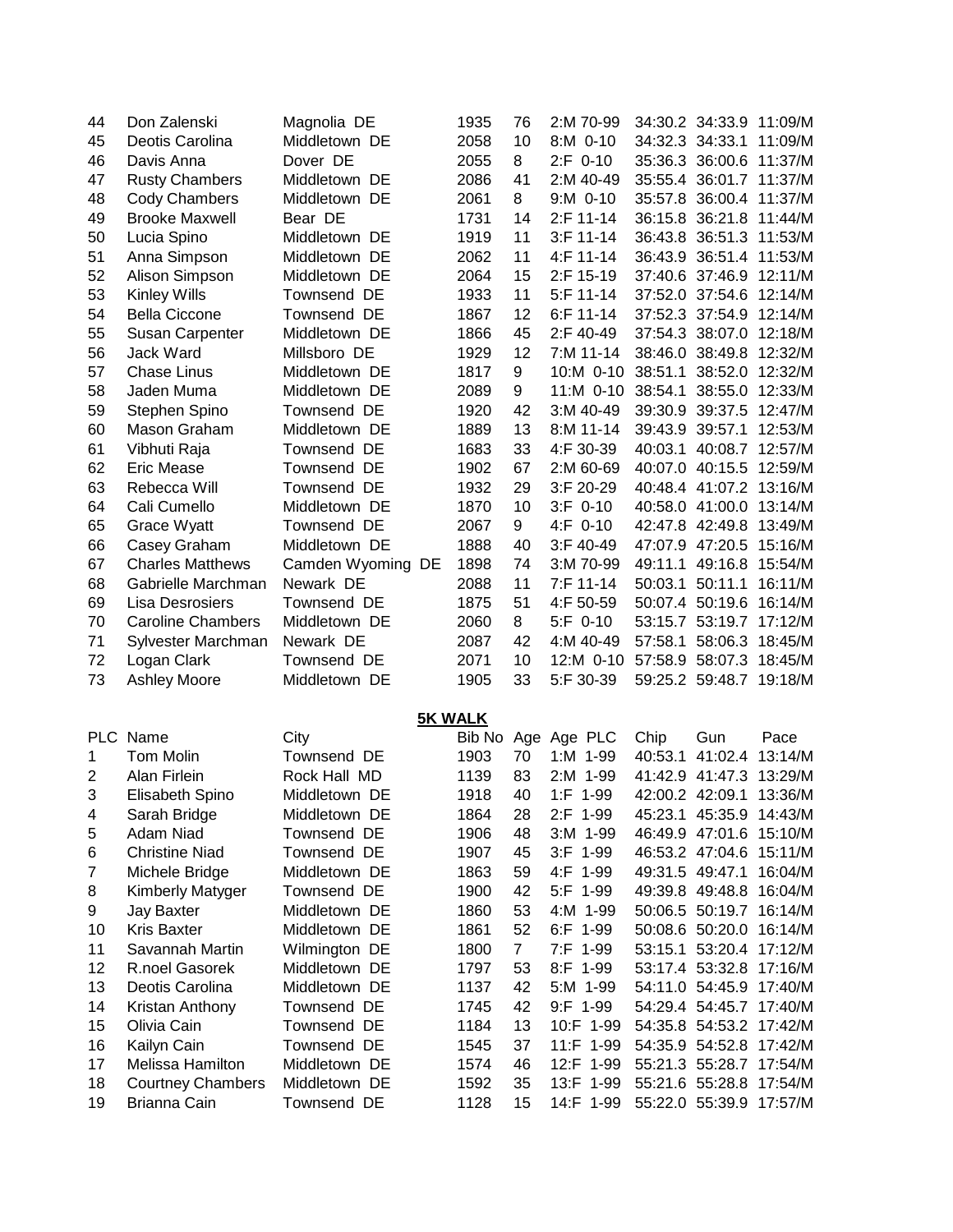| | | | | | | | | |
|---|---|---|---|---|---|---|---|---|
| 44 | Don Zalenski | Magnolia DE | 1935 | 76 | 2:M 70-99 | 34:30.2 | 34:33.9 | 11:09/M |
| 45 | Deotis Carolina | Middletown DE | 2058 | 10 | 8:M 0-10 | 34:32.3 | 34:33.1 | 11:09/M |
| 46 | Davis Anna | Dover DE | 2055 | 8 | 2:F 0-10 | 35:36.3 | 36:00.6 | 11:37/M |
| 47 | Rusty Chambers | Middletown DE | 2086 | 41 | 2:M 40-49 | 35:55.4 | 36:01.7 | 11:37/M |
| 48 | Cody Chambers | Middletown DE | 2061 | 8 | 9:M 0-10 | 35:57.8 | 36:00.4 | 11:37/M |
| 49 | Brooke Maxwell | Bear DE | 1731 | 14 | 2:F 11-14 | 36:15.8 | 36:21.8 | 11:44/M |
| 50 | Lucia Spino | Middletown DE | 1919 | 11 | 3:F 11-14 | 36:43.8 | 36:51.3 | 11:53/M |
| 51 | Anna Simpson | Middletown DE | 2062 | 11 | 4:F 11-14 | 36:43.9 | 36:51.4 | 11:53/M |
| 52 | Alison Simpson | Middletown DE | 2064 | 15 | 2:F 15-19 | 37:40.6 | 37:46.9 | 12:11/M |
| 53 | Kinley Wills | Townsend DE | 1933 | 11 | 5:F 11-14 | 37:52.0 | 37:54.6 | 12:14/M |
| 54 | Bella Ciccone | Townsend DE | 1867 | 12 | 6:F 11-14 | 37:52.3 | 37:54.9 | 12:14/M |
| 55 | Susan Carpenter | Middletown DE | 1866 | 45 | 2:F 40-49 | 37:54.3 | 38:07.0 | 12:18/M |
| 56 | Jack Ward | Millsboro DE | 1929 | 12 | 7:M 11-14 | 38:46.0 | 38:49.8 | 12:32/M |
| 57 | Chase Linus | Middletown DE | 1817 | 9 | 10:M 0-10 | 38:51.1 | 38:52.0 | 12:32/M |
| 58 | Jaden Muma | Middletown DE | 2089 | 9 | 11:M 0-10 | 38:54.1 | 38:55.0 | 12:33/M |
| 59 | Stephen Spino | Townsend DE | 1920 | 42 | 3:M 40-49 | 39:30.9 | 39:37.5 | 12:47/M |
| 60 | Mason Graham | Middletown DE | 1889 | 13 | 8:M 11-14 | 39:43.9 | 39:57.1 | 12:53/M |
| 61 | Vibhuti Raja | Townsend DE | 1683 | 33 | 4:F 30-39 | 40:03.1 | 40:08.7 | 12:57/M |
| 62 | Eric Mease | Townsend DE | 1902 | 67 | 2:M 60-69 | 40:07.0 | 40:15.5 | 12:59/M |
| 63 | Rebecca Will | Townsend DE | 1932 | 29 | 3:F 20-29 | 40:48.4 | 41:07.2 | 13:16/M |
| 64 | Cali Cumello | Middletown DE | 1870 | 10 | 3:F 0-10 | 40:58.0 | 41:00.0 | 13:14/M |
| 65 | Grace Wyatt | Townsend DE | 2067 | 9 | 4:F 0-10 | 42:47.8 | 42:49.8 | 13:49/M |
| 66 | Casey Graham | Middletown DE | 1888 | 40 | 3:F 40-49 | 47:07.9 | 47:20.5 | 15:16/M |
| 67 | Charles Matthews | Camden Wyoming DE | 1898 | 74 | 3:M 70-99 | 49:11.1 | 49:16.8 | 15:54/M |
| 68 | Gabrielle Marchman | Newark DE | 2088 | 11 | 7:F 11-14 | 50:03.1 | 50:11.1 | 16:11/M |
| 69 | Lisa Desrosiers | Townsend DE | 1875 | 51 | 4:F 50-59 | 50:07.4 | 50:19.6 | 16:14/M |
| 70 | Caroline Chambers | Middletown DE | 2060 | 8 | 5:F 0-10 | 53:15.7 | 53:19.7 | 17:12/M |
| 71 | Sylvester Marchman | Newark DE | 2087 | 42 | 4:M 40-49 | 57:58.1 | 58:06.3 | 18:45/M |
| 72 | Logan Clark | Townsend DE | 2071 | 10 | 12:M 0-10 | 57:58.9 | 58:07.3 | 18:45/M |
| 73 | Ashley Moore | Middletown DE | 1905 | 33 | 5:F 30-39 | 59:25.2 | 59:48.7 | 19:18/M |

## 5K WALK

| PLC | Name | City | Bib No | Age | Age PLC | Chip | Gun | Pace |
|---|---|---|---|---|---|---|---|---|
| 1 | Tom Molin | Townsend DE | 1903 | 70 | 1:M 1-99 | 40:53.1 | 41:02.4 | 13:14/M |
| 2 | Alan Firlein | Rock Hall MD | 1139 | 83 | 2:M 1-99 | 41:42.9 | 41:47.3 | 13:29/M |
| 3 | Elisabeth Spino | Middletown DE | 1918 | 40 | 1:F 1-99 | 42:00.2 | 42:09.1 | 13:36/M |
| 4 | Sarah Bridge | Middletown DE | 1864 | 28 | 2:F 1-99 | 45:23.1 | 45:35.9 | 14:43/M |
| 5 | Adam Niad | Townsend DE | 1906 | 48 | 3:M 1-99 | 46:49.9 | 47:01.6 | 15:10/M |
| 6 | Christine Niad | Townsend DE | 1907 | 45 | 3:F 1-99 | 46:53.2 | 47:04.6 | 15:11/M |
| 7 | Michele Bridge | Middletown DE | 1863 | 59 | 4:F 1-99 | 49:31.5 | 49:47.1 | 16:04/M |
| 8 | Kimberly Matyger | Townsend DE | 1900 | 42 | 5:F 1-99 | 49:39.8 | 49:48.8 | 16:04/M |
| 9 | Jay Baxter | Middletown DE | 1860 | 53 | 4:M 1-99 | 50:06.5 | 50:19.7 | 16:14/M |
| 10 | Kris Baxter | Middletown DE | 1861 | 52 | 6:F 1-99 | 50:08.6 | 50:20.0 | 16:14/M |
| 11 | Savannah Martin | Wilmington DE | 1800 | 7 | 7:F 1-99 | 53:15.1 | 53:20.4 | 17:12/M |
| 12 | R.noel Gasorek | Middletown DE | 1797 | 53 | 8:F 1-99 | 53:17.4 | 53:32.8 | 17:16/M |
| 13 | Deotis Carolina | Middletown DE | 1137 | 42 | 5:M 1-99 | 54:11.0 | 54:45.9 | 17:40/M |
| 14 | Kristan Anthony | Townsend DE | 1745 | 42 | 9:F 1-99 | 54:29.4 | 54:45.7 | 17:40/M |
| 15 | Olivia Cain | Townsend DE | 1184 | 13 | 10:F 1-99 | 54:35.8 | 54:53.2 | 17:42/M |
| 16 | Kailyn Cain | Townsend DE | 1545 | 37 | 11:F 1-99 | 54:35.9 | 54:52.8 | 17:42/M |
| 17 | Melissa Hamilton | Middletown DE | 1574 | 46 | 12:F 1-99 | 55:21.3 | 55:28.7 | 17:54/M |
| 18 | Courtney Chambers | Middletown DE | 1592 | 35 | 13:F 1-99 | 55:21.6 | 55:28.8 | 17:54/M |
| 19 | Brianna Cain | Townsend DE | 1128 | 15 | 14:F 1-99 | 55:22.0 | 55:39.9 | 17:57/M |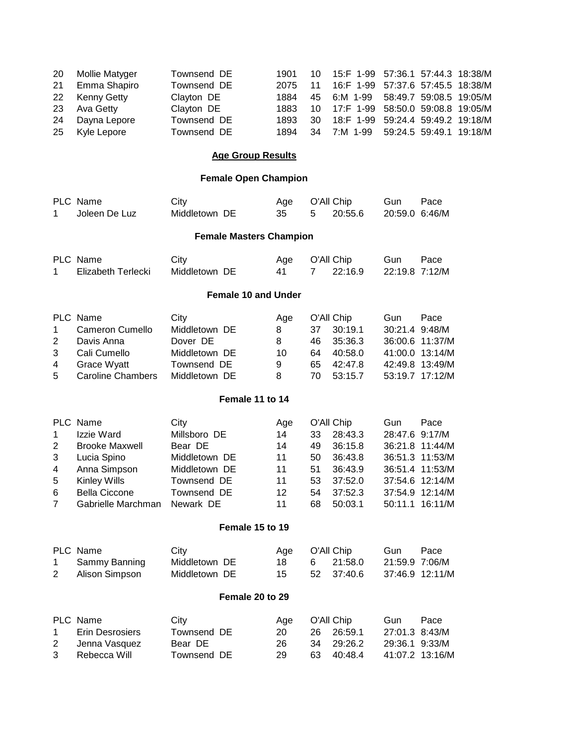| | | | | | | | | | |
|---|---|---|---|---|---|---|---|---|---|
| 20 | Mollie Matyger | Townsend DE | 1901 | 10 | 15:F | 1-99 | 57:36.1 | 57:44.3 | 18:38/M |
| 21 | Emma Shapiro | Townsend DE | 2075 | 11 | 16:F | 1-99 | 57:37.6 | 57:45.5 | 18:38/M |
| 22 | Kenny Getty | Clayton DE | 1884 | 45 | 6:M | 1-99 | 58:49.7 | 59:08.5 | 19:05/M |
| 23 | Ava Getty | Clayton DE | 1883 | 10 | 17:F | 1-99 | 58:50.0 | 59:08.8 | 19:05/M |
| 24 | Dayna Lepore | Townsend DE | 1893 | 30 | 18:F | 1-99 | 59:24.4 | 59:49.2 | 19:18/M |
| 25 | Kyle Lepore | Townsend DE | 1894 | 34 | 7:M | 1-99 | 59:24.5 | 59:49.1 | 19:18/M |

## Age Group Results

### Female Open Champion

| PLC | Name | City | Age | O'All | Chip | Gun | Pace |
|---|---|---|---|---|---|---|---|
| 1 | Joleen De Luz | Middletown DE | 35 | 5 | 20:55.6 | 20:59.0 | 6:46/M |

### Female Masters Champion

| PLC | Name | City | Age | O'All | Chip | Gun | Pace |
|---|---|---|---|---|---|---|---|
| 1 | Elizabeth Terlecki | Middletown DE | 41 | 7 | 22:16.9 | 22:19.8 | 7:12/M |

### Female 10 and Under

| PLC | Name | City | Age | O'All | Chip | Gun | Pace |
|---|---|---|---|---|---|---|---|
| 1 | Cameron Cumello | Middletown DE | 8 | 37 | 30:19.1 | 30:21.4 | 9:48/M |
| 2 | Davis Anna | Dover DE | 8 | 46 | 35:36.3 | 36:00.6 | 11:37/M |
| 3 | Cali Cumello | Middletown DE | 10 | 64 | 40:58.0 | 41:00.0 | 13:14/M |
| 4 | Grace Wyatt | Townsend DE | 9 | 65 | 42:47.8 | 42:49.8 | 13:49/M |
| 5 | Caroline Chambers | Middletown DE | 8 | 70 | 53:15.7 | 53:19.7 | 17:12/M |

### Female 11 to 14

| PLC | Name | City | Age | O'All | Chip | Gun | Pace |
|---|---|---|---|---|---|---|---|
| 1 | Izzie Ward | Millsboro DE | 14 | 33 | 28:43.3 | 28:47.6 | 9:17/M |
| 2 | Brooke Maxwell | Bear DE | 14 | 49 | 36:15.8 | 36:21.8 | 11:44/M |
| 3 | Lucia Spino | Middletown DE | 11 | 50 | 36:43.8 | 36:51.3 | 11:53/M |
| 4 | Anna Simpson | Middletown DE | 11 | 51 | 36:43.9 | 36:51.4 | 11:53/M |
| 5 | Kinley Wills | Townsend DE | 11 | 53 | 37:52.0 | 37:54.6 | 12:14/M |
| 6 | Bella Ciccone | Townsend DE | 12 | 54 | 37:52.3 | 37:54.9 | 12:14/M |
| 7 | Gabrielle Marchman | Newark DE | 11 | 68 | 50:03.1 | 50:11.1 | 16:11/M |

### Female 15 to 19

| PLC | Name | City | Age | O'All | Chip | Gun | Pace |
|---|---|---|---|---|---|---|---|
| 1 | Sammy Banning | Middletown DE | 18 | 6 | 21:58.0 | 21:59.9 | 7:06/M |
| 2 | Alison Simpson | Middletown DE | 15 | 52 | 37:40.6 | 37:46.9 | 12:11/M |

### Female 20 to 29

| PLC | Name | City | Age | O'All | Chip | Gun | Pace |
|---|---|---|---|---|---|---|---|
| 1 | Erin Desrosiers | Townsend DE | 20 | 26 | 26:59.1 | 27:01.3 | 8:43/M |
| 2 | Jenna Vasquez | Bear DE | 26 | 34 | 29:26.2 | 29:36.1 | 9:33/M |
| 3 | Rebecca Will | Townsend DE | 29 | 63 | 40:48.4 | 41:07.2 | 13:16/M |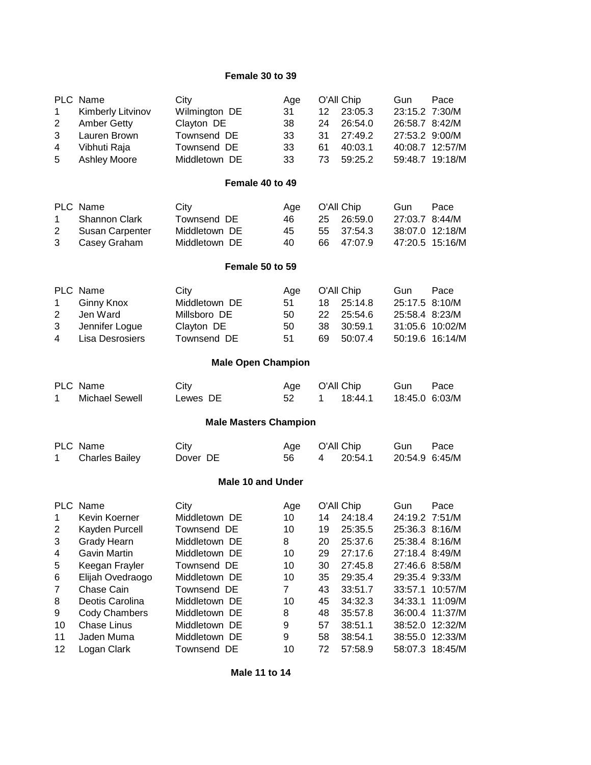### Female 30 to 39

| PLC | Name | City | Age | O'All | Chip | Gun | Pace |
|---|---|---|---|---|---|---|---|
| 1 | Kimberly Litvinov | Wilmington DE | 31 | 12 | 23:05.3 | 23:15.2 | 7:30/M |
| 2 | Amber Getty | Clayton DE | 38 | 24 | 26:54.0 | 26:58.7 | 8:42/M |
| 3 | Lauren Brown | Townsend DE | 33 | 31 | 27:49.2 | 27:53.2 | 9:00/M |
| 4 | Vibhuti Raja | Townsend DE | 33 | 61 | 40:03.1 | 40:08.7 | 12:57/M |
| 5 | Ashley Moore | Middletown DE | 33 | 73 | 59:25.2 | 59:48.7 | 19:18/M |

### Female 40 to 49

| PLC | Name | City | Age | O'All | Chip | Gun | Pace |
|---|---|---|---|---|---|---|---|
| 1 | Shannon Clark | Townsend DE | 46 | 25 | 26:59.0 | 27:03.7 | 8:44/M |
| 2 | Susan Carpenter | Middletown DE | 45 | 55 | 37:54.3 | 38:07.0 | 12:18/M |
| 3 | Casey Graham | Middletown DE | 40 | 66 | 47:07.9 | 47:20.5 | 15:16/M |

### Female 50 to 59

| PLC | Name | City | Age | O'All | Chip | Gun | Pace |
|---|---|---|---|---|---|---|---|
| 1 | Ginny Knox | Middletown DE | 51 | 18 | 25:14.8 | 25:17.5 | 8:10/M |
| 2 | Jen Ward | Millsboro DE | 50 | 22 | 25:54.6 | 25:58.4 | 8:23/M |
| 3 | Jennifer Logue | Clayton DE | 50 | 38 | 30:59.1 | 31:05.6 | 10:02/M |
| 4 | Lisa Desrosiers | Townsend DE | 51 | 69 | 50:07.4 | 50:19.6 | 16:14/M |

### Male Open Champion

| PLC | Name | City | Age | O'All | Chip | Gun | Pace |
|---|---|---|---|---|---|---|---|
| 1 | Michael Sewell | Lewes DE | 52 | 1 | 18:44.1 | 18:45.0 | 6:03/M |

### Male Masters Champion

| PLC | Name | City | Age | O'All | Chip | Gun | Pace |
|---|---|---|---|---|---|---|---|
| 1 | Charles Bailey | Dover DE | 56 | 4 | 20:54.1 | 20:54.9 | 6:45/M |

### Male 10 and Under

| PLC | Name | City | Age | O'All | Chip | Gun | Pace |
|---|---|---|---|---|---|---|---|
| 1 | Kevin Koerner | Middletown DE | 10 | 14 | 24:18.4 | 24:19.2 | 7:51/M |
| 2 | Kayden Purcell | Townsend DE | 10 | 19 | 25:35.5 | 25:36.3 | 8:16/M |
| 3 | Grady Hearn | Middletown DE | 8 | 20 | 25:37.6 | 25:38.4 | 8:16/M |
| 4 | Gavin Martin | Middletown DE | 10 | 29 | 27:17.6 | 27:18.4 | 8:49/M |
| 5 | Keegan Frayler | Townsend DE | 10 | 30 | 27:45.8 | 27:46.6 | 8:58/M |
| 6 | Elijah Ovedraogo | Middletown DE | 10 | 35 | 29:35.4 | 29:35.4 | 9:33/M |
| 7 | Chase Cain | Townsend DE | 7 | 43 | 33:51.7 | 33:57.1 | 10:57/M |
| 8 | Deotis Carolina | Middletown DE | 10 | 45 | 34:32.3 | 34:33.1 | 11:09/M |
| 9 | Cody Chambers | Middletown DE | 8 | 48 | 35:57.8 | 36:00.4 | 11:37/M |
| 10 | Chase Linus | Middletown DE | 9 | 57 | 38:51.1 | 38:52.0 | 12:32/M |
| 11 | Jaden Muma | Middletown DE | 9 | 58 | 38:54.1 | 38:55.0 | 12:33/M |
| 12 | Logan Clark | Townsend DE | 10 | 72 | 57:58.9 | 58:07.3 | 18:45/M |

### Male 11 to 14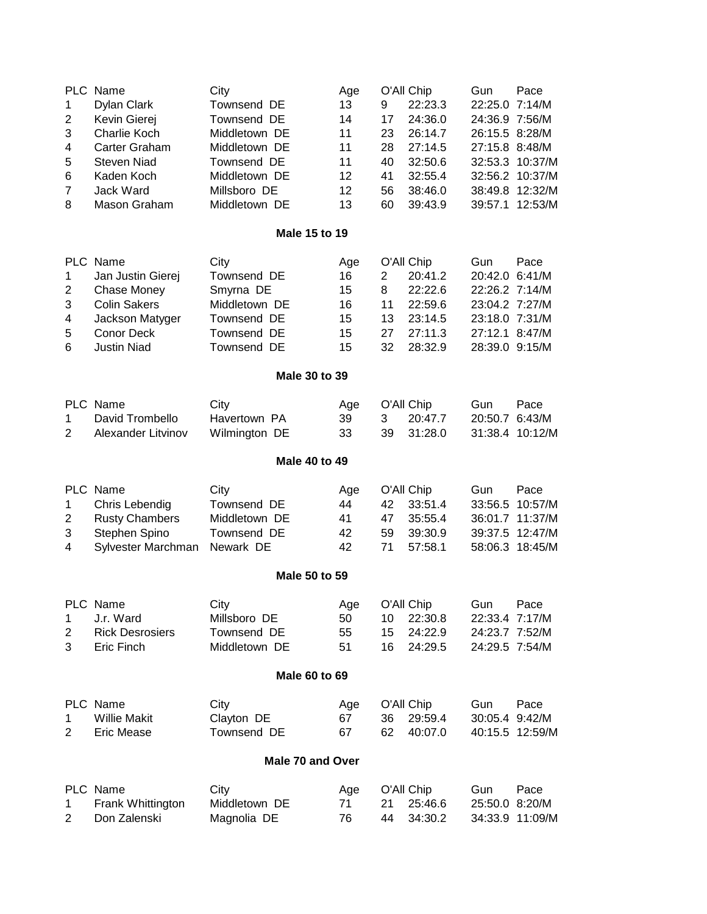| PLC | Name | City | Age | O'All | Chip | Gun | Pace |
|---|---|---|---|---|---|---|---|
| 1 | Dylan Clark | Townsend DE | 13 | 9 | 22:23.3 | 22:25.0 | 7:14/M |
| 2 | Kevin Gierej | Townsend DE | 14 | 17 | 24:36.0 | 24:36.9 | 7:56/M |
| 3 | Charlie Koch | Middletown DE | 11 | 23 | 26:14.7 | 26:15.5 | 8:28/M |
| 4 | Carter Graham | Middletown DE | 11 | 28 | 27:14.5 | 27:15.8 | 8:48/M |
| 5 | Steven Niad | Townsend DE | 11 | 40 | 32:50.6 | 32:53.3 | 10:37/M |
| 6 | Kaden Koch | Middletown DE | 12 | 41 | 32:55.4 | 32:56.2 | 10:37/M |
| 7 | Jack Ward | Millsboro DE | 12 | 56 | 38:46.0 | 38:49.8 | 12:32/M |
| 8 | Mason Graham | Middletown DE | 13 | 60 | 39:43.9 | 39:57.1 | 12:53/M |

**Male 15 to 19**

| PLC | Name | City | Age | O'All | Chip | Gun | Pace |
|---|---|---|---|---|---|---|---|
| 1 | Jan Justin Gierej | Townsend DE | 16 | 2 | 20:41.2 | 20:42.0 | 6:41/M |
| 2 | Chase Money | Smyrna DE | 15 | 8 | 22:22.6 | 22:26.2 | 7:14/M |
| 3 | Colin Sakers | Middletown DE | 16 | 11 | 22:59.6 | 23:04.2 | 7:27/M |
| 4 | Jackson Matyger | Townsend DE | 15 | 13 | 23:14.5 | 23:18.0 | 7:31/M |
| 5 | Conor Deck | Townsend DE | 15 | 27 | 27:11.3 | 27:12.1 | 8:47/M |
| 6 | Justin Niad | Townsend DE | 15 | 32 | 28:32.9 | 28:39.0 | 9:15/M |

**Male 30 to 39**

| PLC | Name | City | Age | O'All | Chip | Gun | Pace |
|---|---|---|---|---|---|---|---|
| 1 | David Trombello | Havertown PA | 39 | 3 | 20:47.7 | 20:50.7 | 6:43/M |
| 2 | Alexander Litvinov | Wilmington DE | 33 | 39 | 31:28.0 | 31:38.4 | 10:12/M |

**Male 40 to 49**

| PLC | Name | City | Age | O'All | Chip | Gun | Pace |
|---|---|---|---|---|---|---|---|
| 1 | Chris Lebendig | Townsend DE | 44 | 42 | 33:51.4 | 33:56.5 | 10:57/M |
| 2 | Rusty Chambers | Middletown DE | 41 | 47 | 35:55.4 | 36:01.7 | 11:37/M |
| 3 | Stephen Spino | Townsend DE | 42 | 59 | 39:30.9 | 39:37.5 | 12:47/M |
| 4 | Sylvester Marchman | Newark DE | 42 | 71 | 57:58.1 | 58:06.3 | 18:45/M |

**Male 50 to 59**

| PLC | Name | City | Age | O'All | Chip | Gun | Pace |
|---|---|---|---|---|---|---|---|
| 1 | J.r. Ward | Millsboro DE | 50 | 10 | 22:30.8 | 22:33.4 | 7:17/M |
| 2 | Rick Desrosiers | Townsend DE | 55 | 15 | 24:22.9 | 24:23.7 | 7:52/M |
| 3 | Eric Finch | Middletown DE | 51 | 16 | 24:29.5 | 24:29.5 | 7:54/M |

**Male 60 to 69**

| PLC | Name | City | Age | O'All | Chip | Gun | Pace |
|---|---|---|---|---|---|---|---|
| 1 | Willie Makit | Clayton DE | 67 | 36 | 29:59.4 | 30:05.4 | 9:42/M |
| 2 | Eric Mease | Townsend DE | 67 | 62 | 40:07.0 | 40:15.5 | 12:59/M |

**Male 70 and Over**

| PLC | Name | City | Age | O'All | Chip | Gun | Pace |
|---|---|---|---|---|---|---|---|
| 1 | Frank Whittington | Middletown DE | 71 | 21 | 25:46.6 | 25:50.0 | 8:20/M |
| 2 | Don Zalenski | Magnolia DE | 76 | 44 | 34:30.2 | 34:33.9 | 11:09/M |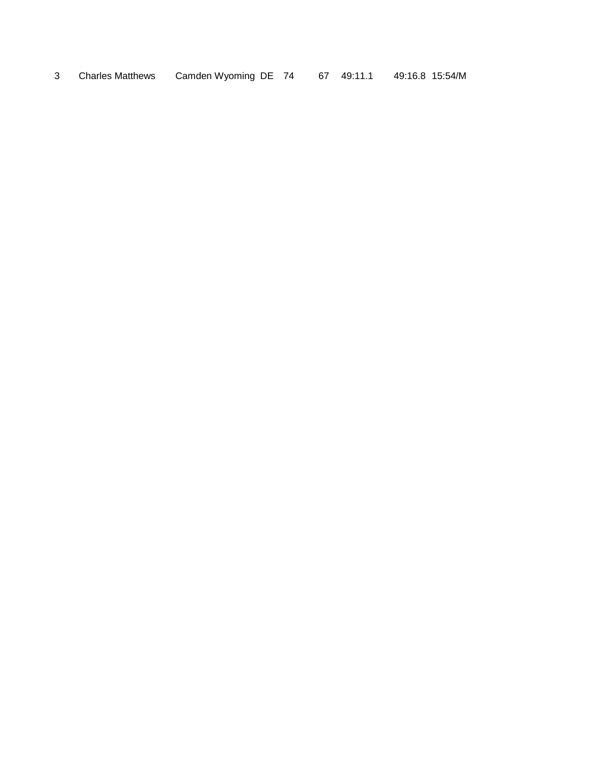| | | | | | | | | |
|---|---|---|---|---|---|---|---|---|
| 3 | Charles Matthews | Camden Wyoming | DE | 74 | 67 | 49:11.1 | 49:16.8 | 15:54/M |